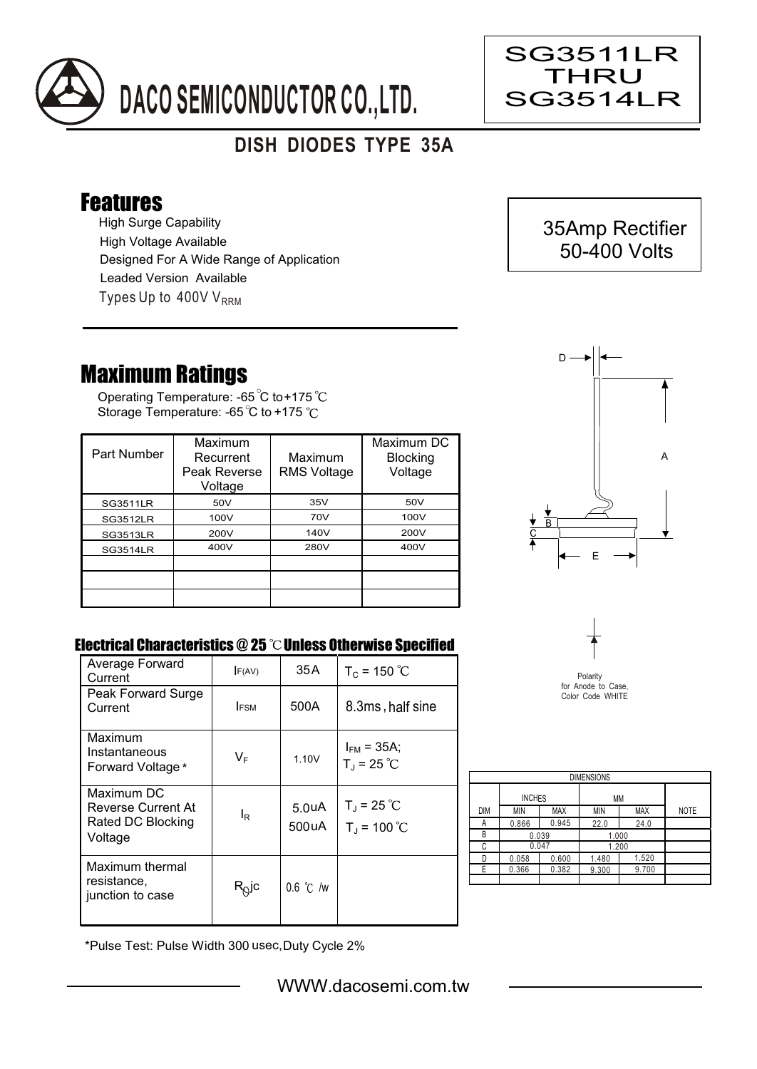# DACO SEMICONDUCTOR CO.,LTD.

**SG3511LR THRU SG3514LR**

## DISH DIODES TYPE 35A

## Features

- High Surge Capability
- High Voltage Available
- Designed For A Wide Range of Application
- Leaded Version Available
- Types Up to 400V $V_{RRM}$

35Amp Rectifier
50-400 Volts

## Maximum Ratings

Operating Temperature: -65℃ to +175℃
Storage Temperature: -65℃ to +175℃

| Part Number | Maximum Recurrent Peak Reverse Voltage | Maximum RMS Voltage | Maximum DC Blocking Voltage |
|---|---|---|---|
| SG3511LR | 50V | 35V | 50V |
| SG3512LR | 100V | 70V | 100V |
| SG3513LR | 200V | 140V | 200V |
| SG3514LR | 400V | 280V | 400V |
| | | | |
| | | | |
| | | | |

### Electrical Characteristics @ 25℃ Unless Otherwise Specified

| | | | |
|---|---|---|---|
| Average Forward Current | $I_{F(AV)}$ | 35A | $T_C$ = 150℃ |
| Peak Forward Surge Current | $I_{FSM}$ | 500A | 8.3ms, half sine |
| Maximum Instantaneous Forward Voltage* | $V_F$ | 1.10V | $I_{FM}$ = 35A; $T_J$ = 25℃ |
| Maximum DC Reverse Current At Rated DC Blocking Voltage | $I_R$ | 5.0uA<br>500uA | $T_J$ = 25℃<br>$T_J$ = 100℃ |
| Maximum thermal resistance, junction to case | $R_{\theta}jc$ | 0.6 ℃/w | |

*Pulse Test: Pulse Width 300 usec, Duty Cycle 2%

Polarity for Anode to Case, Color Code WHITE

| DIMENSIONS | | | | | |
|---|---|---|---|---|---|
| | INCHES | | MM | | |
| DIM | MIN | MAX | MIN | MAX | NOTE |
| A | 0.866 | 0.945 | 22.0 | 24.0 | |
| B | 0.039 | | 1.000 | | |
| C | 0.047 | | 1.200 | | |
| D | 0.058 | 0.600 | 1.480 | 1.520 | |
| E | 0.366 | 0.382 | 9.300 | 9.700 | |

WWW.dacosemi.com.tw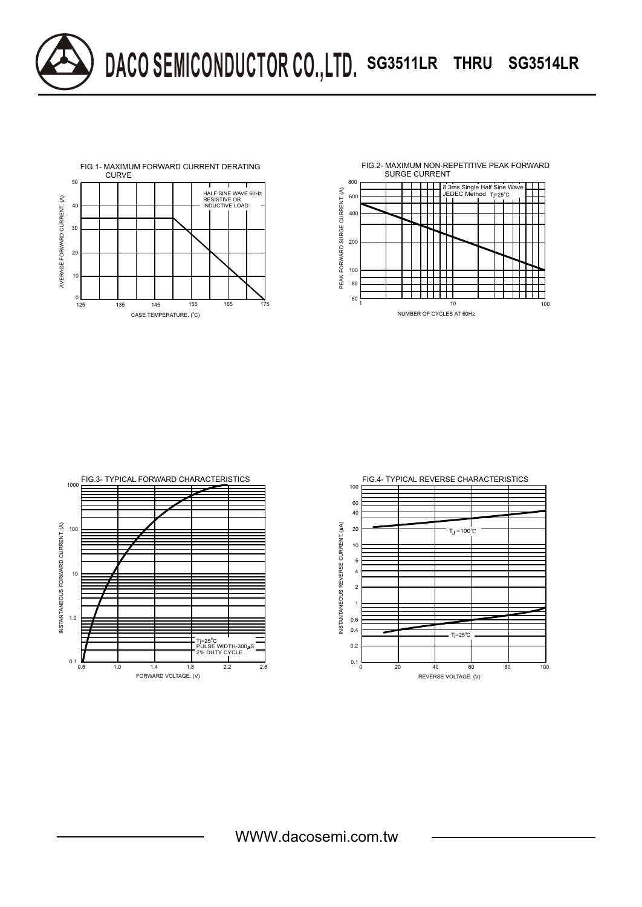FIG.1- MAXIMUM FORWARD CURRENT DERATING CURVE

50
40
30
20
10
0

AVERAGE FORWARD CURRENT. (A)

HALF SINE WAVE 60Hz
RESISTIVE OR
INDUCTIVE LOAD

125 135 145 155 165 175

CASE TEMPERATURE. (°C)

FIG.2- MAXIMUM NON-REPETITIVE PEAK FORWARD SURGE CURRENT

800
600
400
200
100
80
60

PEAK FORWARD SURGE CURRENT. (A)

8.3ms Single Half Sine Wave
JEDEC Method Tj=25°C

1 10 100

NUMBER OF CYCLES AT 60Hz

FIG.3- TYPICAL FORWARD CHARACTERISTICS

1000
100
10
1.0
0.1

INSTANTANEOUS FORWARD CURRENT. (A)

Tj=25°C
PULSE WIDTH-300μS
2% DUTY CYCLE

0.6 1.0 1.4 1.8 2.2 2.6

FORWARD VOLTAGE. (V)

FIG.4- TYPICAL REVERSE CHARACTERISTICS

100
60
40
20
10
6
4
2
1
0.6
0.4
0.2
0.1

INSTANTANEOUS REVERSE CURRENT. (μA)

$T_J$ =100°C

Tj=25°C

0 20 40 60 80 100

REVERSE VOLTAGE. (V)